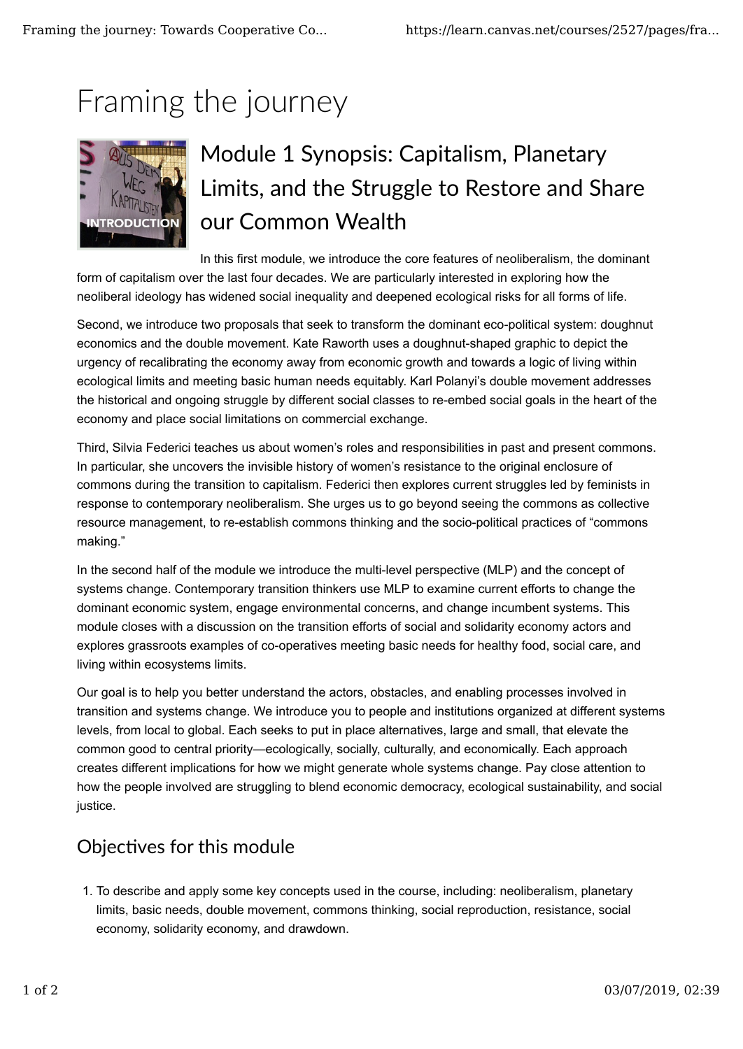# Framing the journey

## Module 1 Synopsis: Capitalism, Planetary Limits, and the Struggle to Restore and Share our Common Wealth

In this first module, we introduce the core features of neoliberalism, the dominant form of capitalism over the last four decades. We are particularly interested in exploring how the neoliberal ideology has widened social inequality and deepened ecological risks for all forms of life.

Second, we introduce two proposals that seek to transform the dominant eco-political system: doughnut economics and the double movement. Kate Raworth uses a doughnut-shaped graphic to depict the urgency of recalibrating the economy away from economic growth and towards a logic of living within ecological limits and meeting basic human needs equitably. Karl Polanyi's double movement addresses the historical and ongoing struggle by different social classes to re-embed social goals in the heart of the economy and place social limitations on commercial exchange.

Third, Silvia Federici teaches us about women's roles and responsibilities in past and present commons. In particular, she uncovers the invisible history of women's resistance to the original enclosure of commons during the transition to capitalism. Federici then explores current struggles led by feminists in response to contemporary neoliberalism. She urges us to go beyond seeing the commons as collective resource management, to re-establish commons thinking and the socio-political practices of "commons making."

In the second half of the module we introduce the multi-level perspective (MLP) and the concept of systems change. Contemporary transition thinkers use MLP to examine current efforts to change the dominant economic system, engage environmental concerns, and change incumbent systems. This module closes with a discussion on the transition efforts of social and solidarity economy actors and explores grassroots examples of co-operatives meeting basic needs for healthy food, social care, and living within ecosystems limits.

Our goal is to help you better understand the actors, obstacles, and enabling processes involved in transition and systems change. We introduce you to people and institutions organized at different systems levels, from local to global. Each seeks to put in place alternatives, large and small, that elevate the common good to central priority—ecologically, socially, culturally, and economically. Each approach creates different implications for how we might generate whole systems change. Pay close attention to how the people involved are struggling to blend economic democracy, ecological sustainability, and social justice.

## Objectives for this module

1. To describe and apply some key concepts used in the course, including: neoliberalism, planetary limits, basic needs, double movement, commons thinking, social reproduction, resistance, social economy, solidarity economy, and drawdown.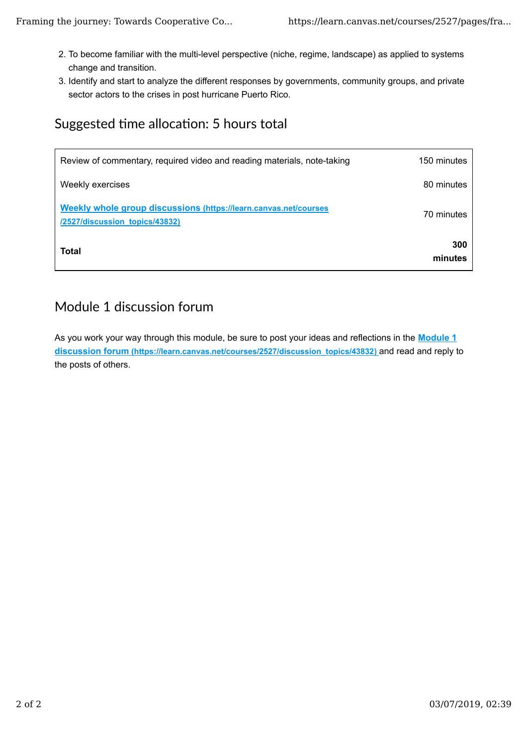2. To become familiar with the multi-level perspective (niche, regime, landscape) as applied to systems change and transition.
3. Identify and start to analyze the different responses by governments, community groups, and private sector actors to the crises in post hurricane Puerto Rico.

## Suggested time allocation: 5 hours total

| | |
|---|---|
| Review of commentary, required video and reading materials, note-taking | 150 minutes |
| Weekly exercises | 80 minutes |
| **Weekly whole group discussions (https://learn.canvas.net/courses/2527/discussion_topics/43832)** | 70 minutes |
| **Total** | **300 minutes** |

## Module 1 discussion forum

As you work your way through this module, be sure to post your ideas and reflections in the **Module 1 discussion forum (https://learn.canvas.net/courses/2527/discussion_topics/43832)** and read and reply to the posts of others.